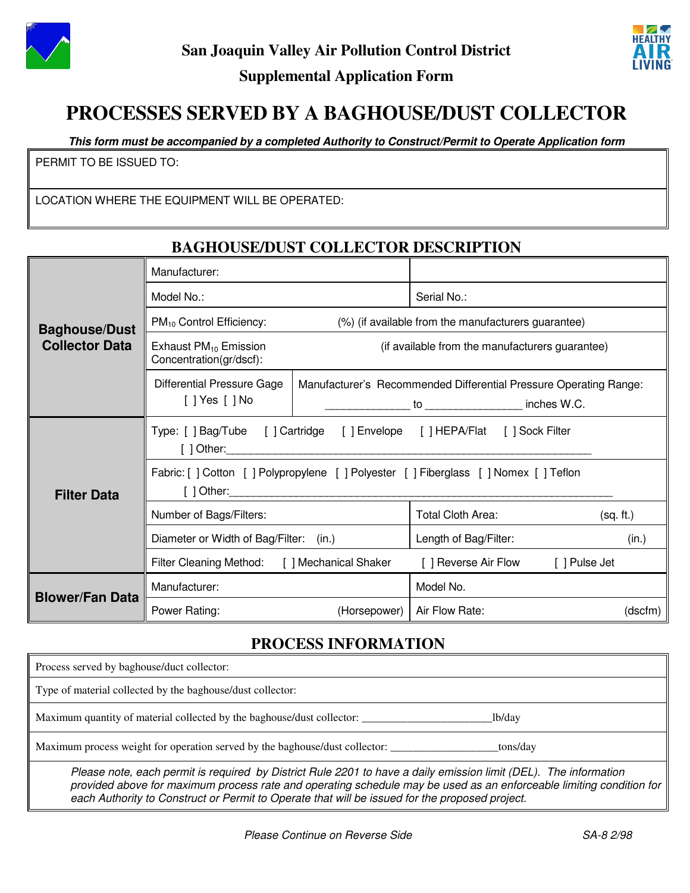**San Joaquin Valley Air Pollution Control District**

**Supplemental Application Form**

# PROCESSES SERVED BY A BAGHOUSE/DUST COLLECTOR

***This form must be accompanied by a completed Authority to Construct/Permit to Operate Application form***

| PERMIT TO BE ISSUED TO: |
|---|
| LOCATION WHERE THE EQUIPMENT WILL BE OPERATED: |

## BAGHOUSE/DUST COLLECTOR DESCRIPTION

| | | |
|---|---|---|
| **Baghouse/Dust Collector Data** | Manufacturer: | |
| | Model No.: | Serial No.: |
| | $PM_{10}$ Control Efficiency: (%) (if available from the manufacturers guarantee) | |
| | Exhaust $PM_{10}$ Emission Concentration(gr/dscf): (if available from the manufacturers guarantee) | |
| | Differential Pressure Gage [ ] Yes [ ] No | Manufacturer's Recommended Differential Pressure Operating Range: _____________ to _______________ inches W.C. |
| **Filter Data** | Type: [ ] Bag/Tube [ ] Cartridge [ ] Envelope [ ] HEPA/Flat [ ] Sock Filter [ ] Other:___________ | |
| | Fabric: [ ] Cotton [ ] Polypropylene [ ] Polyester [ ] Fiberglass [ ] Nomex [ ] Teflon [ ] Other:___________ | |
| | Number of Bags/Filters: | Total Cloth Area: (sq. ft.) |
| | Diameter or Width of Bag/Filter: (in.) | Length of Bag/Filter: (in.) |
| | Filter Cleaning Method: [ ] Mechanical Shaker [ ] Reverse Air Flow [ ] Pulse Jet | |
| **Blower/Fan Data** | Manufacturer: | Model No. |
| | Power Rating: (Horsepower) | Air Flow Rate: (dscfm) |

## PROCESS INFORMATION

| |
|---|
| Process served by baghouse/duct collector: |
| Type of material collected by the baghouse/dust collector: |
| Maximum quantity of material collected by the baghouse/dust collector: ______________________lb/day |
| Maximum process weight for operation served by the baghouse/dust collector: __________________tons/day |
| *Please note, each permit is required by District Rule 2201 to have a daily emission limit (DEL). The information provided above for maximum process rate and operating schedule may be used as an enforceable limiting condition for each Authority to Construct or Permit to Operate that will be issued for the proposed project.* |

*Please Continue on Reverse Side*

SA-8 2/98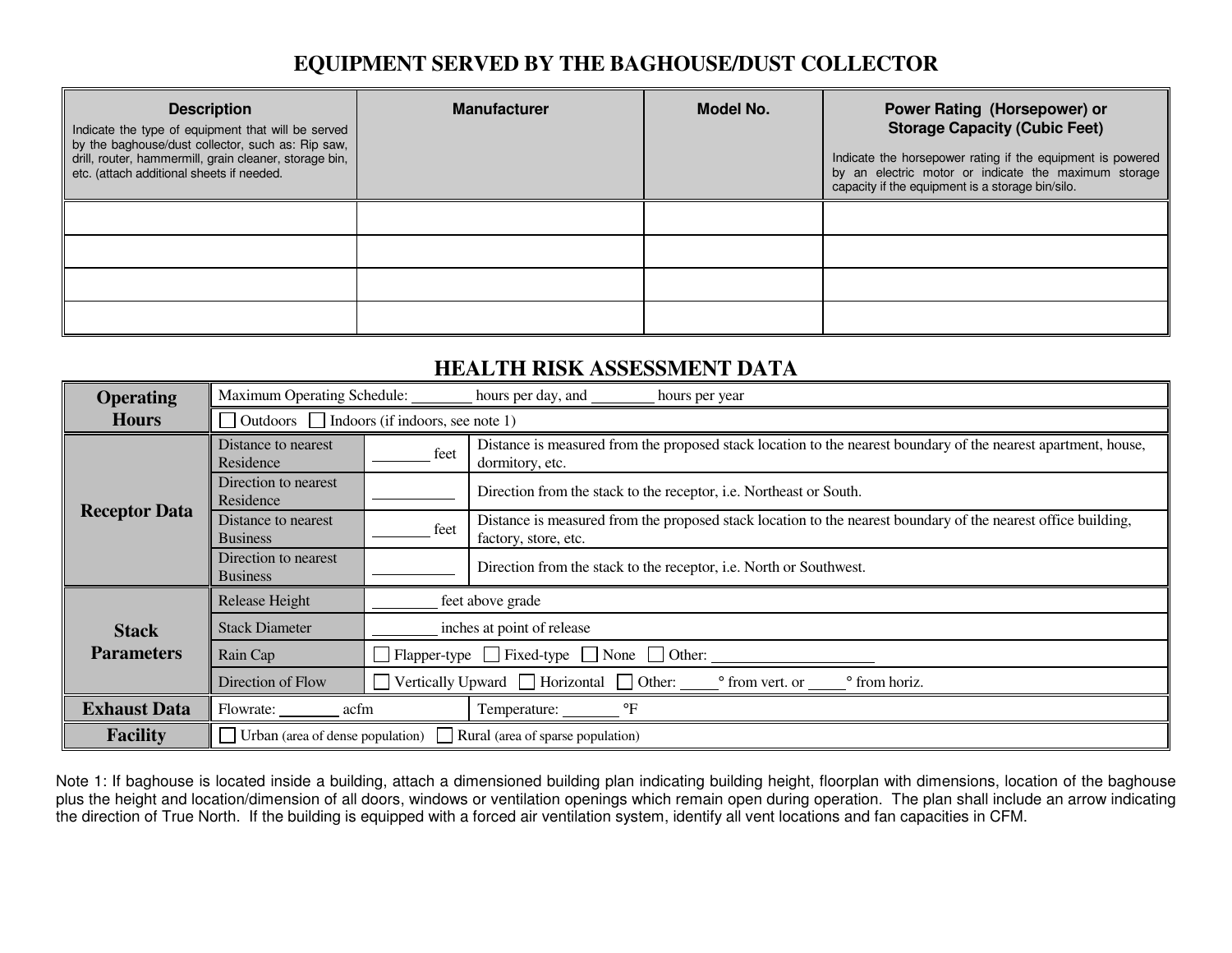## EQUIPMENT SERVED BY THE BAGHOUSE/DUST COLLECTOR

| **Description**<br>Indicate the type of equipment that will be served by the baghouse/dust collector, such as: Rip saw, drill, router, hammermill, grain cleaner, storage bin, etc. (attach additional sheets if needed. | **Manufacturer** | **Model No.** | **Power Rating (Horsepower) or Storage Capacity (Cubic Feet)**<br>Indicate the horsepower rating if the equipment is powered by an electric motor or indicate the maximum storage capacity if the equipment is a storage bin/silo. |
|---|---|---|---|
| | | | |
| | | | |
| | | | |
| | | | |

## HEALTH RISK ASSESSMENT DATA

| | | | |
|---|---|---|---|
| **Operating Hours** | Maximum Operating Schedule: ________ hours per day, and ________ hours per year | | |
| | ☐ Outdoors ☐ Indoors (if indoors, see note 1) | | |
| **Receptor Data** | Distance to nearest Residence | ________ feet | Distance is measured from the proposed stack location to the nearest boundary of the nearest apartment, house, dormitory, etc. |
| | Direction to nearest Residence | ___________ | Direction from the stack to the receptor, i.e. Northeast or South. |
| | Distance to nearest Business | ________ feet | Distance is measured from the proposed stack location to the nearest boundary of the nearest office building, factory, store, etc. |
| | Direction to nearest Business | ___________ | Direction from the stack to the receptor, i.e. North or Southwest. |
| **Stack Parameters** | Release Height | ________ feet above grade | |
| | Stack Diameter | ________ inches at point of release | |
| | Rain Cap | ☐ Flapper-type ☐ Fixed-type ☐ None ☐ Other: ______________________ | |
| | Direction of Flow | ☐ Vertically Upward ☐ Horizontal ☐ Other: _____° from vert. or _____° from horiz. | |
| **Exhaust Data** | Flowrate: ________ acfm | Temperature: ________ °F | |
| **Facility** | ☐ Urban (area of dense population) ☐ Rural (area of sparse population) | | |

Note 1: If baghouse is located inside a building, attach a dimensioned building plan indicating building height, floorplan with dimensions, location of the baghouse plus the height and location/dimension of all doors, windows or ventilation openings which remain open during operation. The plan shall include an arrow indicating the direction of True North. If the building is equipped with a forced air ventilation system, identify all vent locations and fan capacities in CFM.